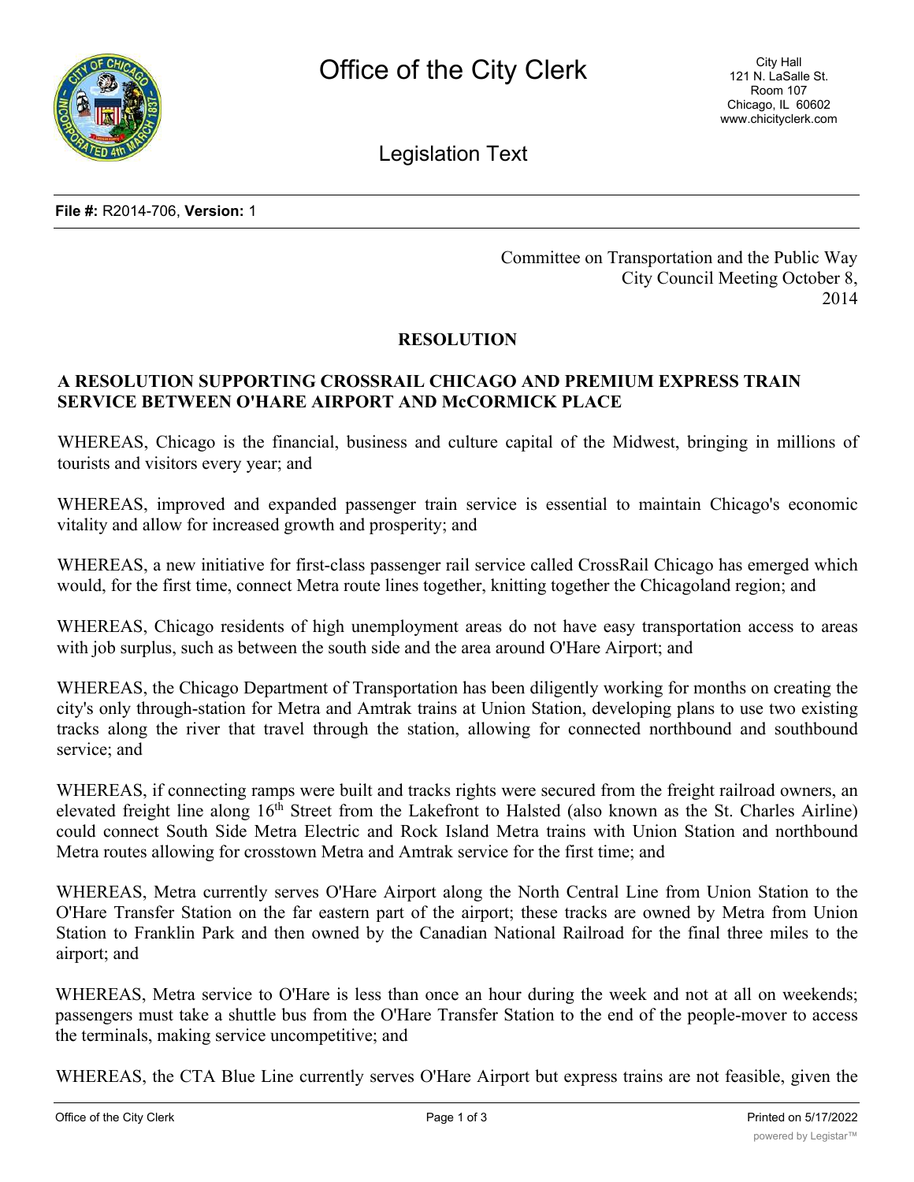# Office of the City Clerk

City Hall
121 N. LaSalle St.
Room 107
Chicago, IL 60602
www.chicityclerk.com

## Legislation Text

**File #:** R2014-706, **Version:** 1

Committee on Transportation and the Public Way
City Council Meeting October 8, 2014

**RESOLUTION**

**A RESOLUTION SUPPORTING CROSSRAIL CHICAGO AND PREMIUM EXPRESS TRAIN SERVICE BETWEEN O'HARE AIRPORT AND McCORMICK PLACE**

WHEREAS, Chicago is the financial, business and culture capital of the Midwest, bringing in millions of tourists and visitors every year; and

WHEREAS, improved and expanded passenger train service is essential to maintain Chicago's economic vitality and allow for increased growth and prosperity; and

WHEREAS, a new initiative for first-class passenger rail service called CrossRail Chicago has emerged which would, for the first time, connect Metra route lines together, knitting together the Chicagoland region; and

WHEREAS, Chicago residents of high unemployment areas do not have easy transportation access to areas with job surplus, such as between the south side and the area around O'Hare Airport; and

WHEREAS, the Chicago Department of Transportation has been diligently working for months on creating the city's only through-station for Metra and Amtrak trains at Union Station, developing plans to use two existing tracks along the river that travel through the station, allowing for connected northbound and southbound service; and

WHEREAS, if connecting ramps were built and tracks rights were secured from the freight railroad owners, an elevated freight line along 16th Street from the Lakefront to Halsted (also known as the St. Charles Airline) could connect South Side Metra Electric and Rock Island Metra trains with Union Station and northbound Metra routes allowing for crosstown Metra and Amtrak service for the first time; and

WHEREAS, Metra currently serves O'Hare Airport along the North Central Line from Union Station to the O'Hare Transfer Station on the far eastern part of the airport; these tracks are owned by Metra from Union Station to Franklin Park and then owned by the Canadian National Railroad for the final three miles to the airport; and

WHEREAS, Metra service to O'Hare is less than once an hour during the week and not at all on weekends; passengers must take a shuttle bus from the O'Hare Transfer Station to the end of the people-mover to access the terminals, making service uncompetitive; and

WHEREAS, the CTA Blue Line currently serves O'Hare Airport but express trains are not feasible, given the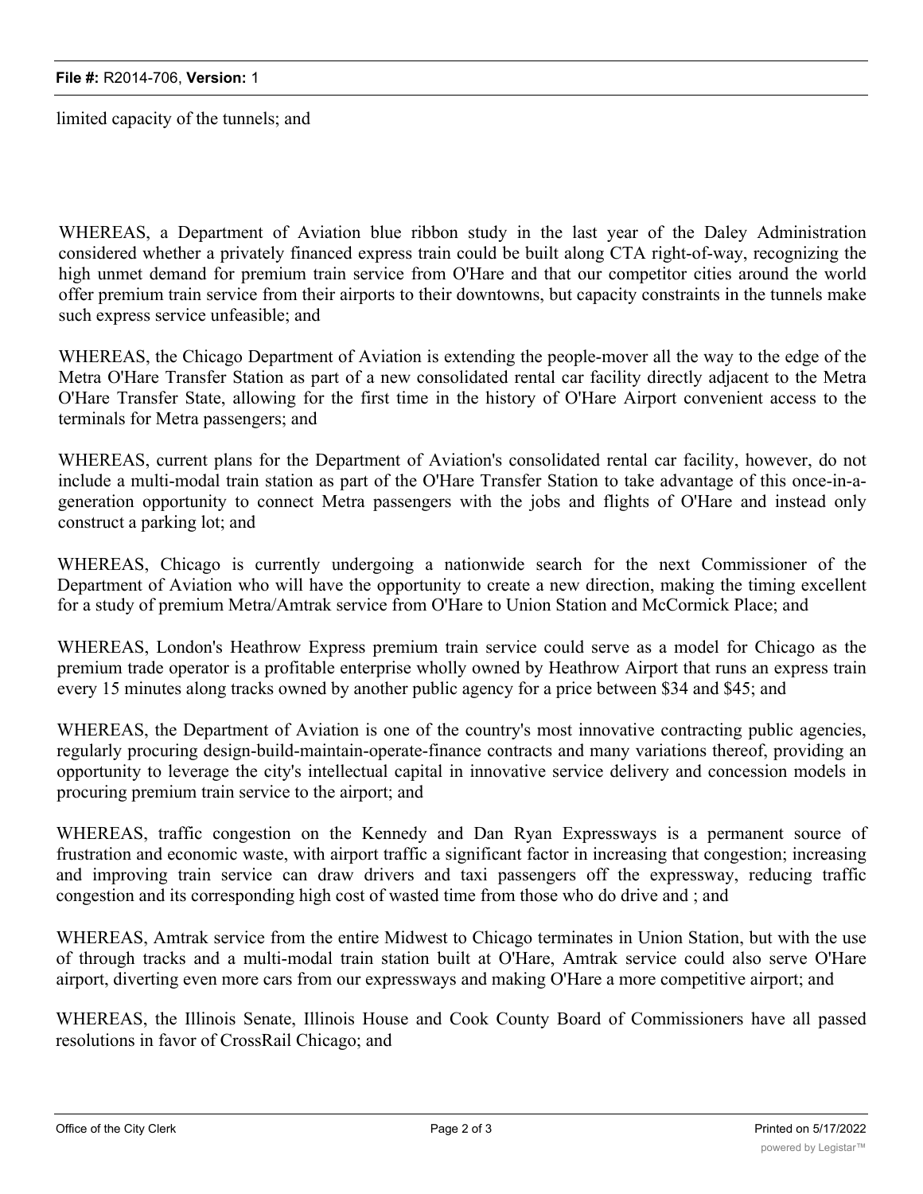limited capacity of the tunnels; and

WHEREAS, a Department of Aviation blue ribbon study in the last year of the Daley Administration considered whether a privately financed express train could be built along CTA right-of-way, recognizing the high unmet demand for premium train service from O'Hare and that our competitor cities around the world offer premium train service from their airports to their downtowns, but capacity constraints in the tunnels make such express service unfeasible; and

WHEREAS, the Chicago Department of Aviation is extending the people-mover all the way to the edge of the Metra O'Hare Transfer Station as part of a new consolidated rental car facility directly adjacent to the Metra O'Hare Transfer State, allowing for the first time in the history of O'Hare Airport convenient access to the terminals for Metra passengers; and

WHEREAS, current plans for the Department of Aviation's consolidated rental car facility, however, do not include a multi-modal train station as part of the O'Hare Transfer Station to take advantage of this once-in-a-generation opportunity to connect Metra passengers with the jobs and flights of O'Hare and instead only construct a parking lot; and

WHEREAS, Chicago is currently undergoing a nationwide search for the next Commissioner of the Department of Aviation who will have the opportunity to create a new direction, making the timing excellent for a study of premium Metra/Amtrak service from O'Hare to Union Station and McCormick Place; and

WHEREAS, London's Heathrow Express premium train service could serve as a model for Chicago as the premium trade operator is a profitable enterprise wholly owned by Heathrow Airport that runs an express train every 15 minutes along tracks owned by another public agency for a price between $34 and $45; and

WHEREAS, the Department of Aviation is one of the country's most innovative contracting public agencies, regularly procuring design-build-maintain-operate-finance contracts and many variations thereof, providing an opportunity to leverage the city's intellectual capital in innovative service delivery and concession models in procuring premium train service to the airport; and

WHEREAS, traffic congestion on the Kennedy and Dan Ryan Expressways is a permanent source of frustration and economic waste, with airport traffic a significant factor in increasing that congestion; increasing and improving train service can draw drivers and taxi passengers off the expressway, reducing traffic congestion and its corresponding high cost of wasted time from those who do drive and ; and

WHEREAS, Amtrak service from the entire Midwest to Chicago terminates in Union Station, but with the use of through tracks and a multi-modal train station built at O'Hare, Amtrak service could also serve O'Hare airport, diverting even more cars from our expressways and making O'Hare a more competitive airport; and

WHEREAS, the Illinois Senate, Illinois House and Cook County Board of Commissioners have all passed resolutions in favor of CrossRail Chicago; and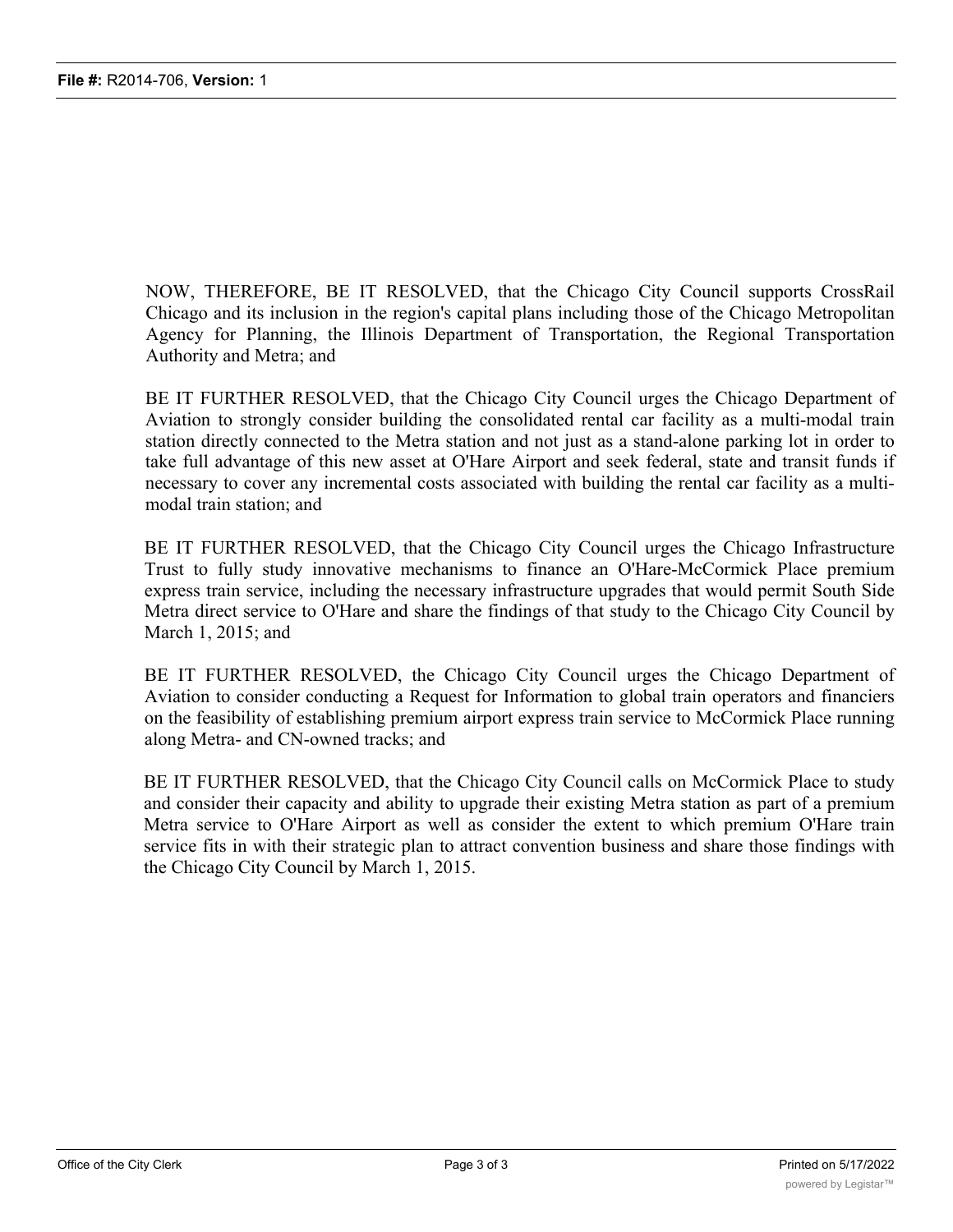NOW, THEREFORE, BE IT RESOLVED, that the Chicago City Council supports CrossRail Chicago and its inclusion in the region's capital plans including those of the Chicago Metropolitan Agency for Planning, the Illinois Department of Transportation, the Regional Transportation Authority and Metra; and

BE IT FURTHER RESOLVED, that the Chicago City Council urges the Chicago Department of Aviation to strongly consider building the consolidated rental car facility as a multi-modal train station directly connected to the Metra station and not just as a stand-alone parking lot in order to take full advantage of this new asset at O'Hare Airport and seek federal, state and transit funds if necessary to cover any incremental costs associated with building the rental car facility as a multi-modal train station; and

BE IT FURTHER RESOLVED, that the Chicago City Council urges the Chicago Infrastructure Trust to fully study innovative mechanisms to finance an O'Hare-McCormick Place premium express train service, including the necessary infrastructure upgrades that would permit South Side Metra direct service to O'Hare and share the findings of that study to the Chicago City Council by March 1, 2015; and

BE IT FURTHER RESOLVED, the Chicago City Council urges the Chicago Department of Aviation to consider conducting a Request for Information to global train operators and financiers on the feasibility of establishing premium airport express train service to McCormick Place running along Metra- and CN-owned tracks; and

BE IT FURTHER RESOLVED, that the Chicago City Council calls on McCormick Place to study and consider their capacity and ability to upgrade their existing Metra station as part of a premium Metra service to O'Hare Airport as well as consider the extent to which premium O'Hare train service fits in with their strategic plan to attract convention business and share those findings with the Chicago City Council by March 1, 2015.